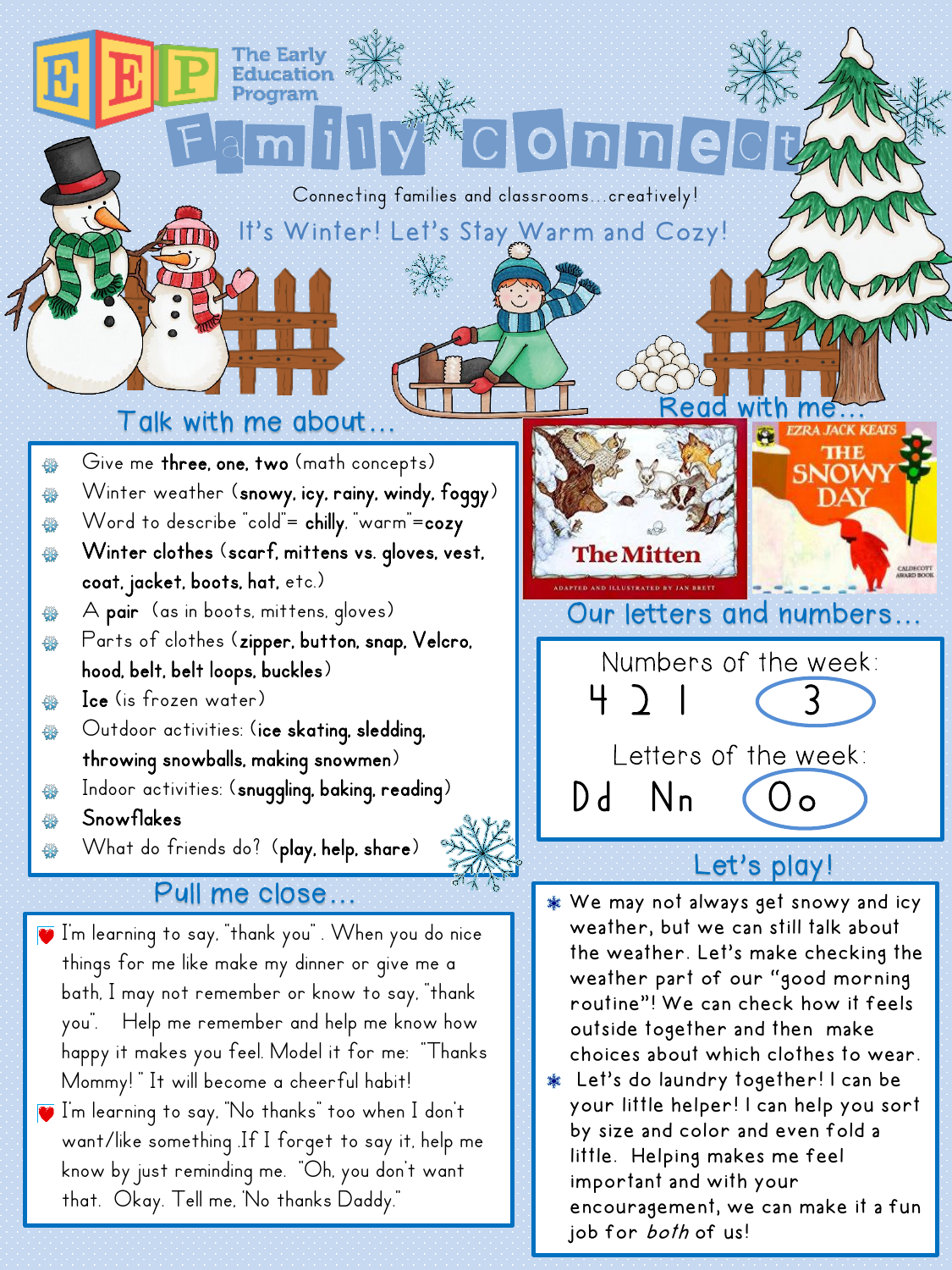The Early Education Program

# Family Connect

Connecting families and classrooms...creatively!

## It's Winter! Let's Stay Warm and Cozy!

## Talk with me about...

- Give me **three, one, two** (math concepts)
- Winter weather (**snowy, icy, rainy, windy, foggy**)
- Word to describe "cold"= **chilly**, "warm"=**cozy**
- **Winter clothes** (**scarf, mittens vs. gloves, vest, coat, jacket, boots, hat**, etc.)
- A **pair** (as in boots, mittens, gloves)
- Parts of clothes (**zipper, button, snap, Velcro, hood, belt, belt loops, buckles**)
- **Ice** (is frozen water)
- Outdoor activities: (**ice skating, sledding, throwing snowballs, making snowmen**)
- Indoor activities: (**snuggling, baking, reading**)
- **Snowflakes**
- What do friends do? (**play, help, share**)

## Read with me...

The Mitten — Adapted and illustrated by Jan Brett

The Snowy Day — Ezra Jack Keats

## Our letters and numbers...

Numbers of the week: 4 2 1 (3)

Letters of the week: Dd Nn (Oo)

## Pull me close...

- I'm learning to say, "thank you". When you do nice things for me like make my dinner or give me a bath, I may not remember or know to say, "thank you". Help me remember and help me know how happy it makes you feel. Model it for me: "Thanks Mommy!" It will become a cheerful habit!
- I'm learning to say, "No thanks" too when I don't want/like something. If I forget to say it, help me know by just reminding me. "Oh, you don't want that. Okay. Tell me, 'No thanks Daddy.'"

## Let's play!

- We may not always get snowy and icy weather, but we can still talk about the weather. Let's make checking the weather part of our "good morning routine"! We can check how it feels outside together and then make choices about which clothes to wear.
- Let's do laundry together! I can be your little helper! I can help you sort by size and color and even fold a little. Helping makes me feel important and with your encouragement, we can make it a fun job for *both* of us!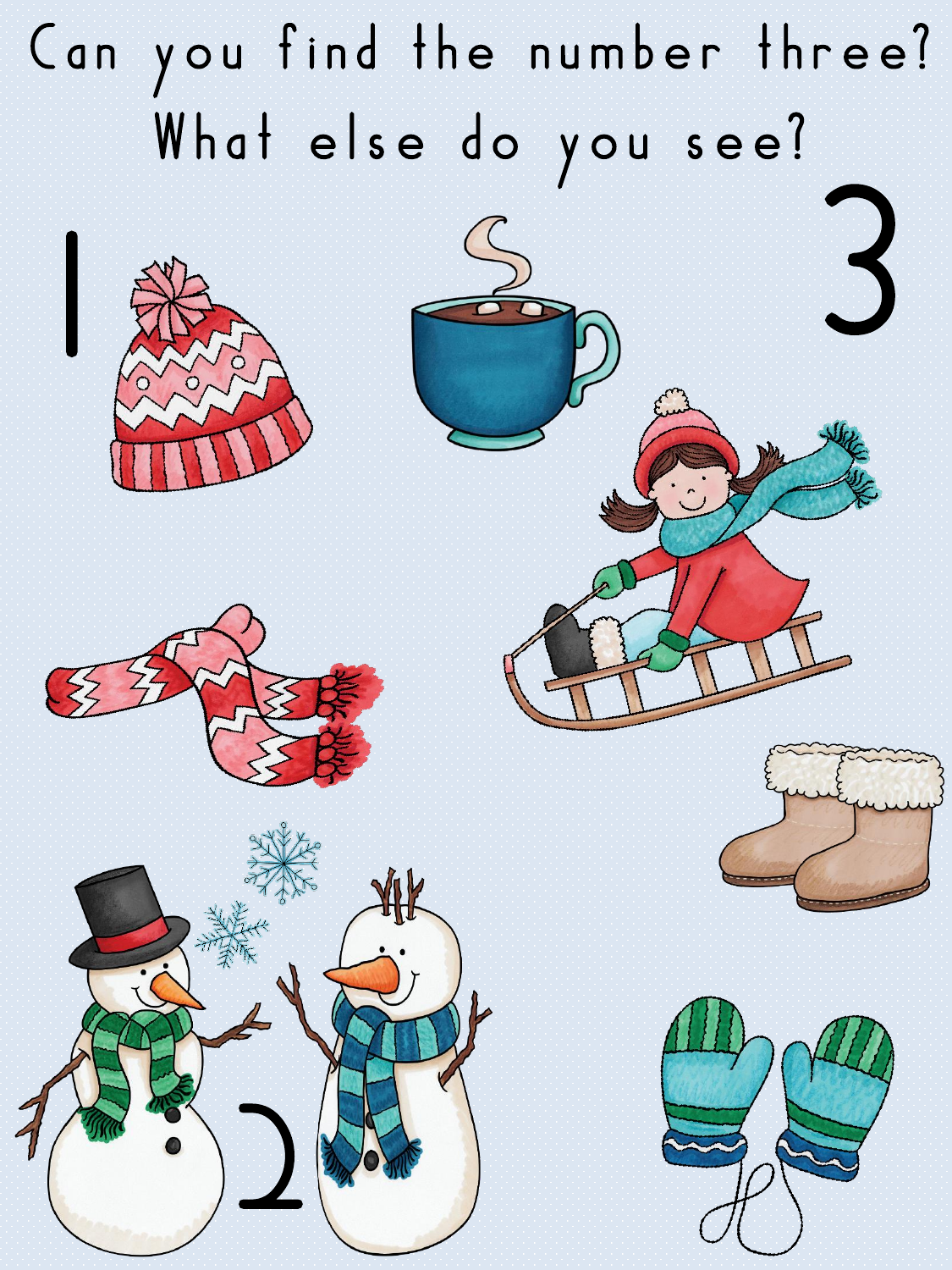Can you find the number three?

What else do you see?

1

3

2